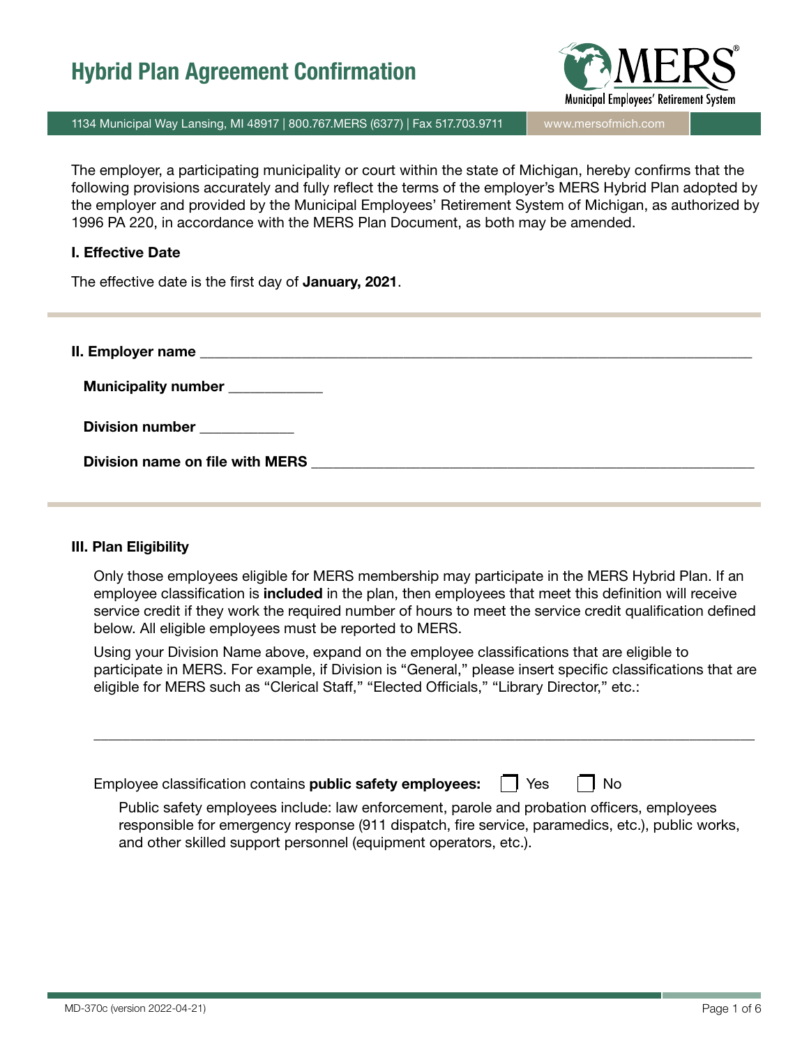# Hybrid Plan Agreement Confirmation

1134 Municipal Way Lansing, MI 48917 | 800.767.MERS (6377) | Fax 517.703.9711 | www.mersofmich.com

The employer, a participating municipality or court within the state of Michigan, hereby confirms that the following provisions accurately and fully reflect the terms of the employer's MERS Hybrid Plan adopted by the employer and provided by the Municipal Employees' Retirement System of Michigan, as authorized by 1996 PA 220, in accordance with the MERS Plan Document, as both may be amended.

**I. Effective Date**

The effective date is the first day of **January, 2021**.

**II. Employer name** ___________________________________________

**Municipality number** ____________

**Division number** ____________

**Division name on file with MERS** ___________________________________________

**III. Plan Eligibility**

Only those employees eligible for MERS membership may participate in the MERS Hybrid Plan. If an employee classification is **included** in the plan, then employees that meet this definition will receive service credit if they work the required number of hours to meet the service credit qualification defined below. All eligible employees must be reported to MERS.

Using your Division Name above, expand on the employee classifications that are eligible to participate in MERS. For example, if Division is "General," please insert specific classifications that are eligible for MERS such as "Clerical Staff," "Elected Officials," "Library Director," etc.:

___________________________________________

Employee classification contains **public safety employees:** ☐ Yes ☐ No

Public safety employees include: law enforcement, parole and probation officers, employees responsible for emergency response (911 dispatch, fire service, paramedics, etc.), public works, and other skilled support personnel (equipment operators, etc.).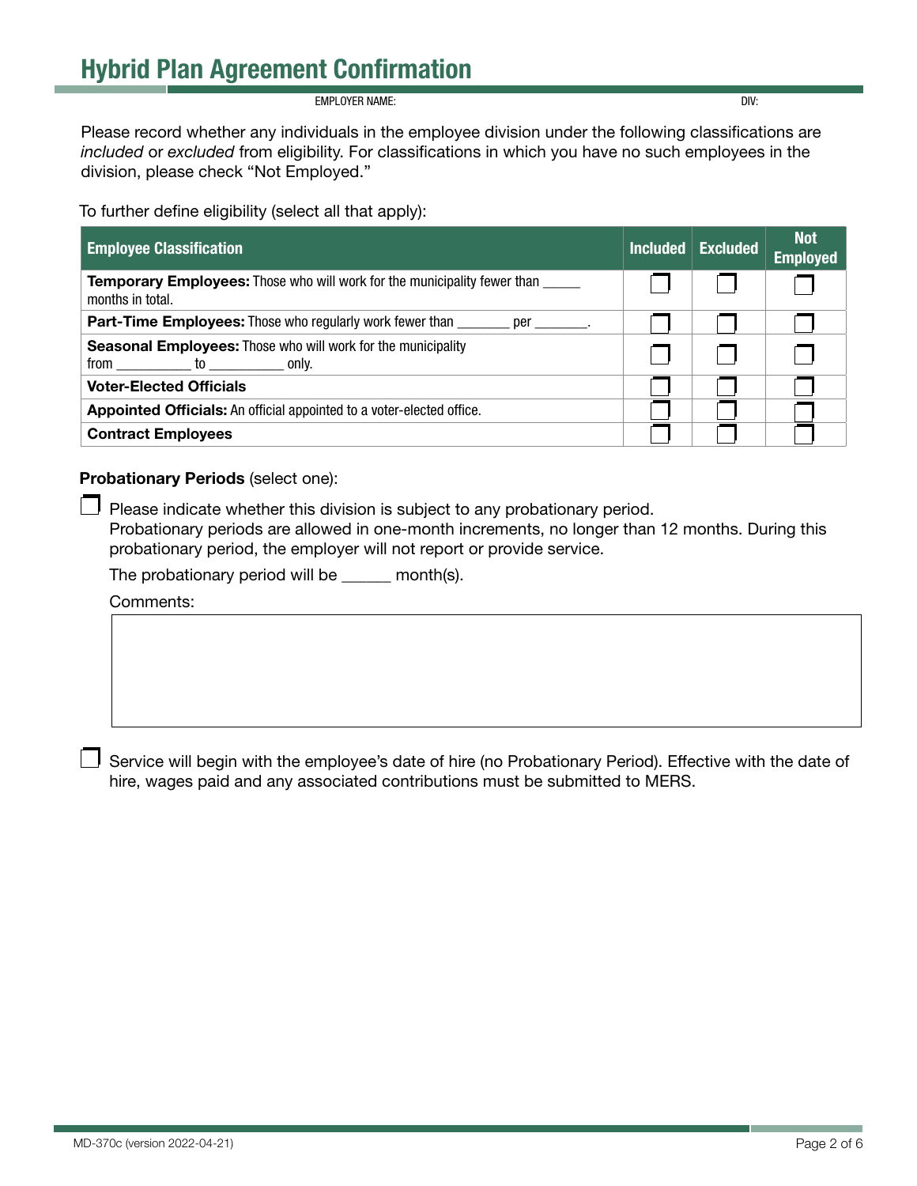# Hybrid Plan Agreement Confirmation

EMPLOYER NAME: DIV:

Please record whether any individuals in the employee division under the following classifications are *included* or *excluded* from eligibility. For classifications in which you have no such employees in the division, please check "Not Employed."

To further define eligibility (select all that apply):

| Employee Classification | Included | Excluded | Not Employed |
|---|---|---|---|
| **Temporary Employees:** Those who will work for the municipality fewer than _____ months in total. | ☐ | ☐ | ☐ |
| **Part-Time Employees:** Those who regularly work fewer than _______ per _______. | ☐ | ☐ | ☐ |
| **Seasonal Employees:** Those who will work for the municipality from __________ to __________ only. | ☐ | ☐ | ☐ |
| **Voter-Elected Officials** | ☐ | ☐ | ☐ |
| **Appointed Officials:** An official appointed to a voter-elected office. | ☐ | ☐ | ☐ |
| **Contract Employees** | ☐ | ☐ | ☐ |

**Probationary Periods** (select one):

☐ Please indicate whether this division is subject to any probationary period.
Probationary periods are allowed in one-month increments, no longer than 12 months. During this probationary period, the employer will not report or provide service.

The probationary period will be ______ month(s).

Comments:

☐ Service will begin with the employee's date of hire (no Probationary Period). Effective with the date of hire, wages paid and any associated contributions must be submitted to MERS.

MD-370c (version 2022-04-21)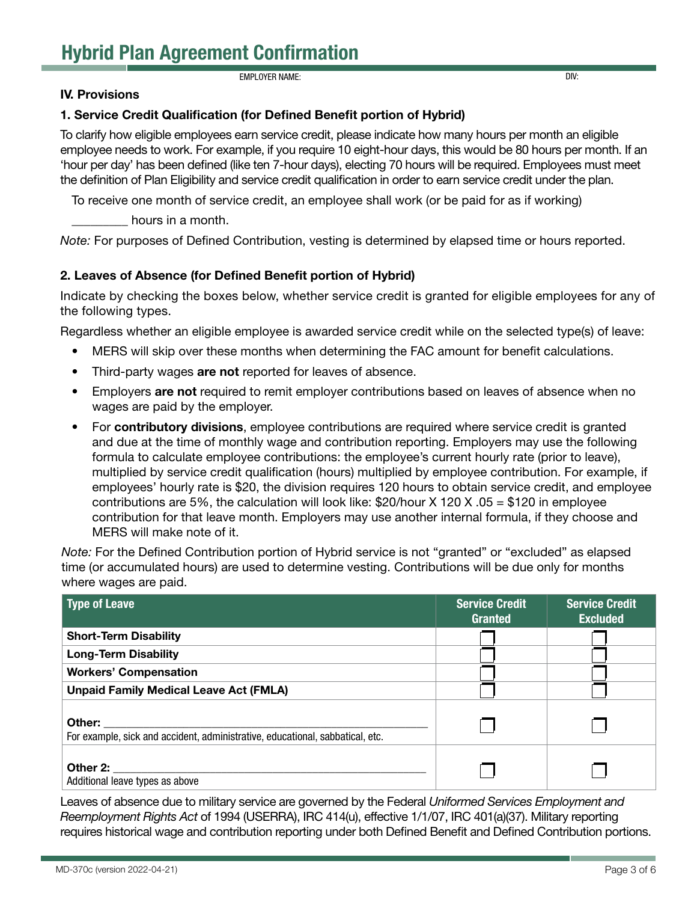# Hybrid Plan Agreement Confirmation

EMPLOYER NAME: DIV:

**IV. Provisions**

**1. Service Credit Qualification (for Defined Benefit portion of Hybrid)**

To clarify how eligible employees earn service credit, please indicate how many hours per month an eligible employee needs to work. For example, if you require 10 eight-hour days, this would be 80 hours per month. If an 'hour per day' has been defined (like ten 7-hour days), electing 70 hours will be required. Employees must meet the definition of Plan Eligibility and service credit qualification in order to earn service credit under the plan.

To receive one month of service credit, an employee shall work (or be paid for as if working)

________ hours in a month.

*Note:* For purposes of Defined Contribution, vesting is determined by elapsed time or hours reported.

**2. Leaves of Absence (for Defined Benefit portion of Hybrid)**

Indicate by checking the boxes below, whether service credit is granted for eligible employees for any of the following types.

Regardless whether an eligible employee is awarded service credit while on the selected type(s) of leave:

- MERS will skip over these months when determining the FAC amount for benefit calculations.
- Third-party wages **are not** reported for leaves of absence.
- Employers **are not** required to remit employer contributions based on leaves of absence when no wages are paid by the employer.
- For **contributory divisions**, employee contributions are required where service credit is granted and due at the time of monthly wage and contribution reporting. Employers may use the following formula to calculate employee contributions: the employee's current hourly rate (prior to leave), multiplied by service credit qualification (hours) multiplied by employee contribution. For example, if employees' hourly rate is $20, the division requires 120 hours to obtain service credit, and employee contributions are 5%, the calculation will look like: $20/hour X 120 X .05 = $120 in employee contribution for that leave month. Employers may use another internal formula, if they choose and MERS will make note of it.

*Note:* For the Defined Contribution portion of Hybrid service is not "granted" or "excluded" as elapsed time (or accumulated hours) are used to determine vesting. Contributions will be due only for months where wages are paid.

| Type of Leave | Service Credit Granted | Service Credit Excluded |
|---|---|---|
| **Short-Term Disability** | ☐ | ☐ |
| **Long-Term Disability** | ☐ | ☐ |
| **Workers' Compensation** | ☐ | ☐ |
| **Unpaid Family Medical Leave Act (FMLA)** | ☐ | ☐ |
| **Other:** ________________________ For example, sick and accident, administrative, educational, sabbatical, etc. | ☐ | ☐ |
| **Other 2:** ________________________ Additional leave types as above | ☐ | ☐ |

Leaves of absence due to military service are governed by the Federal *Uniformed Services Employment and Reemployment Rights Act* of 1994 (USERRA), IRC 414(u), effective 1/1/07, IRC 401(a)(37). Military reporting requires historical wage and contribution reporting under both Defined Benefit and Defined Contribution portions.

MD-370c (version 2022-04-21)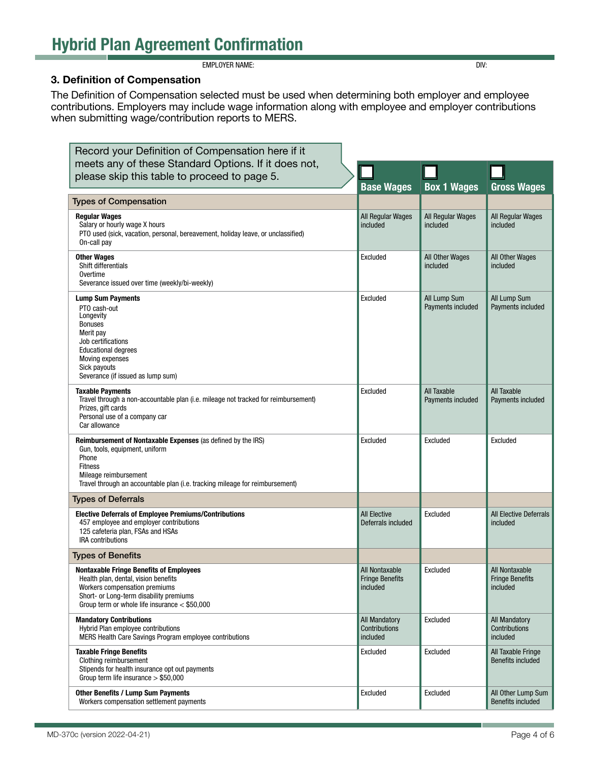# Hybrid Plan Agreement Confirmation

EMPLOYER NAME: DIV:

### 3. Definition of Compensation

The Definition of Compensation selected must be used when determining both employer and employee contributions. Employers may include wage information along with employee and employer contributions when submitting wage/contribution reports to MERS.

| Record your Definition of Compensation here if it meets any of these Standard Options. If it does not, please skip this table to proceed to page 5. | ☐ Base Wages | ☐ Box 1 Wages | ☐ Gross Wages |
|---|---|---|---|
| **Types of Compensation** | | | |
| **Regular Wages**<br>Salary or hourly wage X hours<br>PTO used (sick, vacation, personal, bereavement, holiday leave, or unclassified)<br>On-call pay | All Regular Wages included | All Regular Wages included | All Regular Wages included |
| **Other Wages**<br>Shift differentials<br>Overtime<br>Severance issued over time (weekly/bi-weekly) | Excluded | All Other Wages included | All Other Wages included |
| **Lump Sum Payments**<br>PTO cash-out<br>Longevity<br>Bonuses<br>Merit pay<br>Job certifications<br>Educational degrees<br>Moving expenses<br>Sick payouts<br>Severance (if issued as lump sum) | Excluded | All Lump Sum Payments included | All Lump Sum Payments included |
| **Taxable Payments**<br>Travel through a non-accountable plan (i.e. mileage not tracked for reimbursement)<br>Prizes, gift cards<br>Personal use of a company car<br>Car allowance | Excluded | All Taxable Payments included | All Taxable Payments included |
| **Reimbursement of Nontaxable Expenses** (as defined by the IRS)<br>Gun, tools, equipment, uniform<br>Phone<br>Fitness<br>Mileage reimbursement<br>Travel through an accountable plan (i.e. tracking mileage for reimbursement) | Excluded | Excluded | Excluded |
| **Types of Deferrals** | | | |
| **Elective Deferrals of Employee Premiums/Contributions**<br>457 employee and employer contributions<br>125 cafeteria plan, FSAs and HSAs<br>IRA contributions | All Elective Deferrals included | Excluded | All Elective Deferrals included |
| **Types of Benefits** | | | |
| **Nontaxable Fringe Benefits of Employees**<br>Health plan, dental, vision benefits<br>Workers compensation premiums<br>Short- or Long-term disability premiums<br>Group term or whole life insurance < $50,000 | All Nontaxable Fringe Benefits included | Excluded | All Nontaxable Fringe Benefits included |
| **Mandatory Contributions**<br>Hybrid Plan employee contributions<br>MERS Health Care Savings Program employee contributions | All Mandatory Contributions included | Excluded | All Mandatory Contributions included |
| **Taxable Fringe Benefits**<br>Clothing reimbursement<br>Stipends for health insurance opt out payments<br>Group term life insurance > $50,000 | Excluded | Excluded | All Taxable Fringe Benefits included |
| **Other Benefits / Lump Sum Payments**<br>Workers compensation settlement payments | Excluded | Excluded | All Other Lump Sum Benefits included |

MD-370c (version 2022-04-21)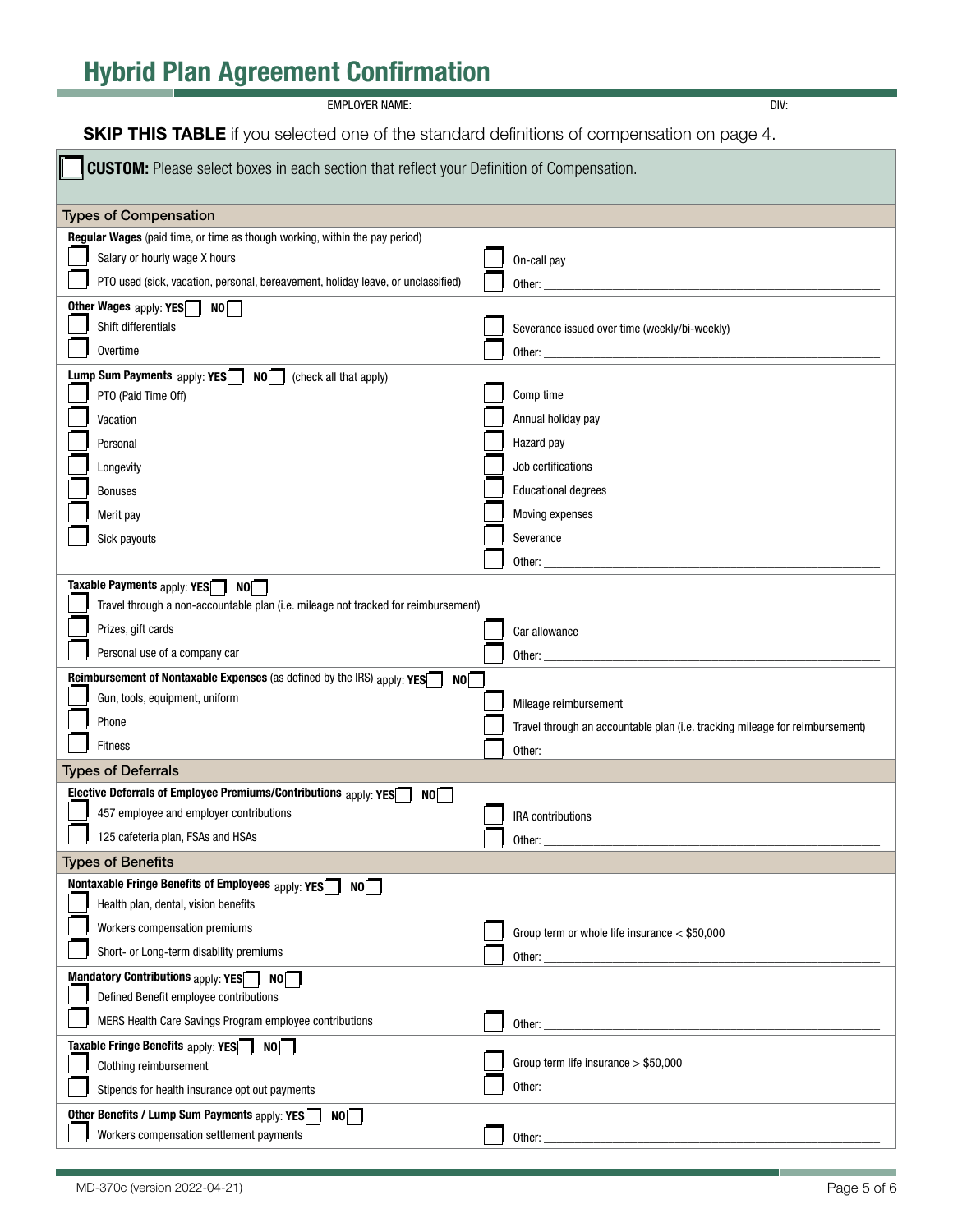# Hybrid Plan Agreement Confirmation

EMPLOYER NAME: DIV:

**SKIP THIS TABLE** if you selected one of the standard definitions of compensation on page 4.

☐ **CUSTOM:** Please select boxes in each section that reflect your Definition of Compensation.

## Types of Compensation

**Regular Wages** (paid time, or time as though working, within the pay period)

- ☐ Salary or hourly wage X hours
- ☐ PTO used (sick, vacation, personal, bereavement, holiday leave, or unclassified)
- ☐ On-call pay
- ☐ Other: ______

**Other Wages** apply: **YES** ☐ **NO** ☐

- ☐ Shift differentials
- ☐ Overtime
- ☐ Severance issued over time (weekly/bi-weekly)
- ☐ Other: ______

**Lump Sum Payments** apply: **YES** ☐ **NO** ☐ (check all that apply)

- ☐ PTO (Paid Time Off)
- ☐ Vacation
- ☐ Personal
- ☐ Longevity
- ☐ Bonuses
- ☐ Merit pay
- ☐ Sick payouts
- ☐ Comp time
- ☐ Annual holiday pay
- ☐ Hazard pay
- ☐ Job certifications
- ☐ Educational degrees
- ☐ Moving expenses
- ☐ Severance
- ☐ Other: ______

**Taxable Payments** apply: **YES** ☐ **NO** ☐

- ☐ Travel through a non-accountable plan (i.e. mileage not tracked for reimbursement)
- ☐ Prizes, gift cards
- ☐ Personal use of a company car
- ☐ Car allowance
- ☐ Other: ______

**Reimbursement of Nontaxable Expenses** (as defined by the IRS) apply: **YES** ☐ **NO** ☐

- ☐ Gun, tools, equipment, uniform
- ☐ Phone
- ☐ Fitness
- ☐ Mileage reimbursement
- ☐ Travel through an accountable plan (i.e. tracking mileage for reimbursement)
- ☐ Other: ______

## Types of Deferrals

**Elective Deferrals of Employee Premiums/Contributions** apply: **YES** ☐ **NO** ☐

- ☐ 457 employee and employer contributions
- ☐ 125 cafeteria plan, FSAs and HSAs
- ☐ IRA contributions
- ☐ Other: ______

## Types of Benefits

**Nontaxable Fringe Benefits of Employees** apply: **YES** ☐ **NO** ☐

- ☐ Health plan, dental, vision benefits
- ☐ Workers compensation premiums
- ☐ Short- or Long-term disability premiums
- ☐ Group term or whole life insurance < $50,000
- ☐ Other: ______

**Mandatory Contributions** apply: **YES** ☐ **NO** ☐

- ☐ Defined Benefit employee contributions
- ☐ MERS Health Care Savings Program employee contributions
- ☐ Other: ______

**Taxable Fringe Benefits** apply: **YES** ☐ **NO** ☐

- ☐ Clothing reimbursement
- ☐ Stipends for health insurance opt out payments
- ☐ Group term life insurance > $50,000
- ☐ Other: ______

**Other Benefits / Lump Sum Payments** apply: **YES** ☐ **NO** ☐

- ☐ Workers compensation settlement payments
- ☐ Other: ______

MD-370c (version 2022-04-21)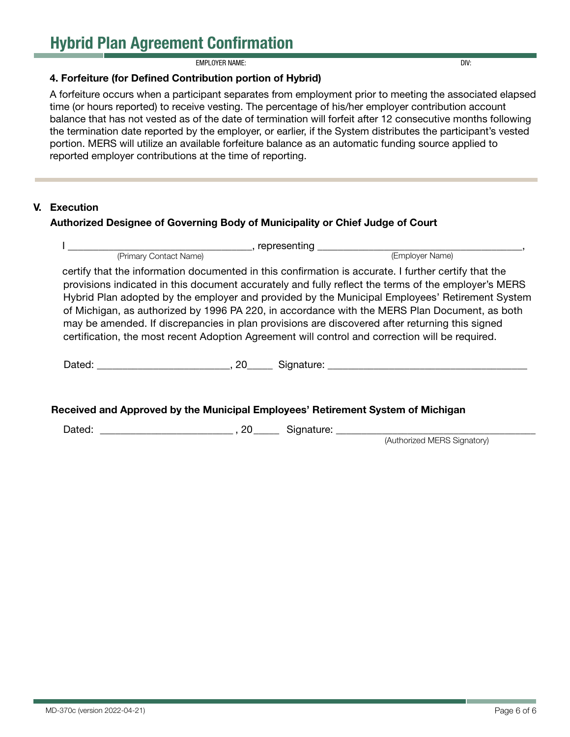# Hybrid Plan Agreement Confirmation

EMPLOYER NAME: DIV:

**4. Forfeiture (for Defined Contribution portion of Hybrid)**

A forfeiture occurs when a participant separates from employment prior to meeting the associated elapsed time (or hours reported) to receive vesting. The percentage of his/her employer contribution account balance that has not vested as of the date of termination will forfeit after 12 consecutive months following the termination date reported by the employer, or earlier, if the System distributes the participant's vested portion. MERS will utilize an available forfeiture balance as an automatic funding source applied to reported employer contributions at the time of reporting.

## V. Execution

**Authorized Designee of Governing Body of Municipality or Chief Judge of Court**

I ________________________________, representing ______________________________________,
(Primary Contact Name) (Employer Name)

certify that the information documented in this confirmation is accurate. I further certify that the provisions indicated in this document accurately and fully reflect the terms of the employer's MERS Hybrid Plan adopted by the employer and provided by the Municipal Employees' Retirement System of Michigan, as authorized by 1996 PA 220, in accordance with the MERS Plan Document, as both may be amended. If discrepancies in plan provisions are discovered after returning this signed certification, the most recent Adoption Agreement will control and correction will be required.

Dated: ________________________, 20_____ Signature: ____________________________________

**Received and Approved by the Municipal Employees' Retirement System of Michigan**

Dated: ________________________ , 20_____ Signature: ____________________________________
(Authorized MERS Signatory)

MD-370c (version 2022-04-21)